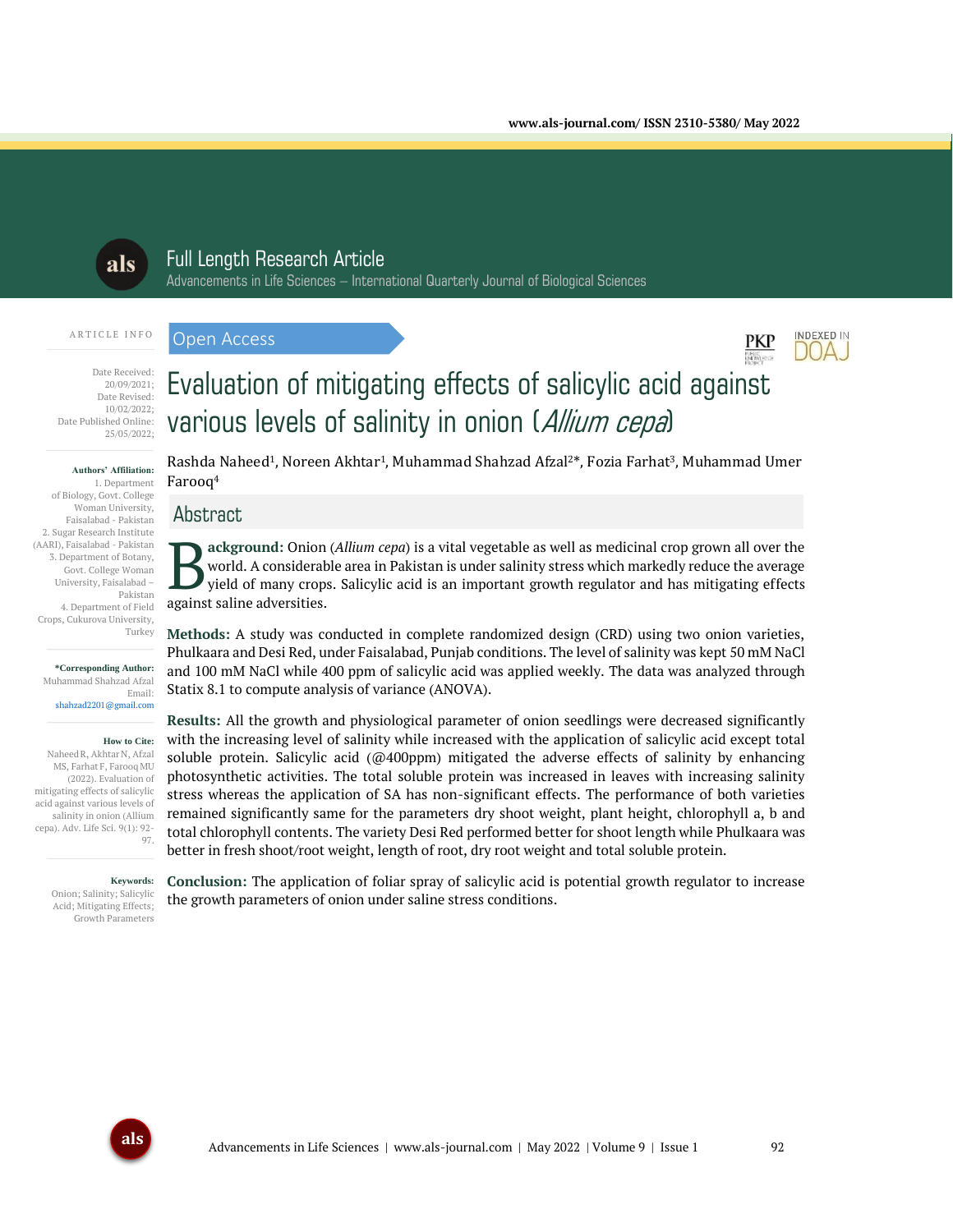Full Length Research Article

Advancements in Life Sciences – International Quarterly Journal of Biological Sciences

ARTICLE INFO

Date Received: 20/09/2021;
Date Revised: 10/02/2022;
Date Published Online: 25/05/2022;

**Authors' Affiliation:**
1. Department of Biology, Govt. College Woman University, Faisalabad - Pakistan
2. Sugar Research Institute (AARI), Faisalabad - Pakistan
3. Department of Botany, Govt. College Woman University, Faisalabad – Pakistan
4. Department of Field Crops, Cukurova University, Turkey

**\*Corresponding Author:**
Muhammad Shahzad Afzal
Email: shahzad2201@gmail.com

**How to Cite:**
Naheed R, Akhtar N, Afzal MS, Farhat F, Farooq MU (2022). Evaluation of mitigating effects of salicylic acid against various levels of salinity in onion (Allium cepa). Adv. Life Sci. 9(1): 92-97.

**Keywords:**
Onion; Salinity; Salicylic Acid; Mitigating Effects; Growth Parameters

Open Access

# Evaluation of mitigating effects of salicylic acid against various levels of salinity in onion (*Allium cepa*)

Rashda Naheed[1], Noreen Akhtar[1], Muhammad Shahzad Afzal[2]*, Fozia Farhat[3], Muhammad Umer Farooq[4]

## Abstract

**Background:** Onion (*Allium cepa*) is a vital vegetable as well as medicinal crop grown all over the world. A considerable area in Pakistan is under salinity stress which markedly reduce the average yield of many crops. Salicylic acid is an important growth regulator and has mitigating effects against saline adversities.

**Methods:** A study was conducted in complete randomized design (CRD) using two onion varieties, Phulkaara and Desi Red, under Faisalabad, Punjab conditions. The level of salinity was kept 50 mM NaCl and 100 mM NaCl while 400 ppm of salicylic acid was applied weekly. The data was analyzed through Statix 8.1 to compute analysis of variance (ANOVA).

**Results:** All the growth and physiological parameter of onion seedlings were decreased significantly with the increasing level of salinity while increased with the application of salicylic acid except total soluble protein. Salicylic acid (@400ppm) mitigated the adverse effects of salinity by enhancing photosynthetic activities. The total soluble protein was increased in leaves with increasing salinity stress whereas the application of SA has non-significant effects. The performance of both varieties remained significantly same for the parameters dry shoot weight, plant height, chlorophyll a, b and total chlorophyll contents. The variety Desi Red performed better for shoot length while Phulkaara was better in fresh shoot/root weight, length of root, dry root weight and total soluble protein.

**Conclusion:** The application of foliar spray of salicylic acid is potential growth regulator to increase the growth parameters of onion under saline stress conditions.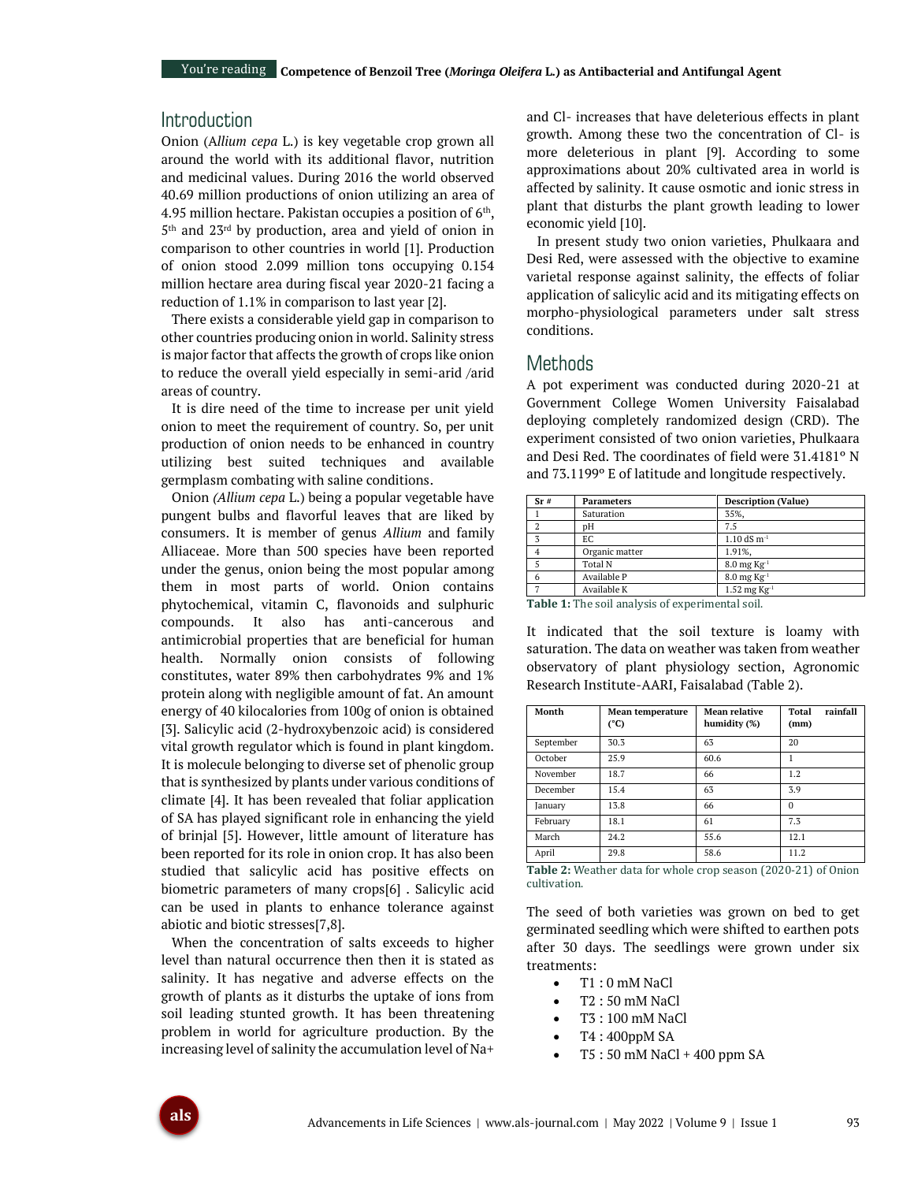## Introduction

Onion (*Allium cepa* L.) is key vegetable crop grown all around the world with its additional flavor, nutrition and medicinal values. During 2016 the world observed 40.69 million productions of onion utilizing an area of 4.95 million hectare. Pakistan occupies a position of 6th, 5th and 23rd by production, area and yield of onion in comparison to other countries in world [1]. Production of onion stood 2.099 million tons occupying 0.154 million hectare area during fiscal year 2020-21 facing a reduction of 1.1% in comparison to last year [2].

There exists a considerable yield gap in comparison to other countries producing onion in world. Salinity stress is major factor that affects the growth of crops like onion to reduce the overall yield especially in semi-arid /arid areas of country.

It is dire need of the time to increase per unit yield onion to meet the requirement of country. So, per unit production of onion needs to be enhanced in country utilizing best suited techniques and available germplasm combating with saline conditions.

Onion *(Allium cepa* L.) being a popular vegetable have pungent bulbs and flavorful leaves that are liked by consumers. It is member of genus *Allium* and family Alliaceae. More than 500 species have been reported under the genus, onion being the most popular among them in most parts of world. Onion contains phytochemical, vitamin C, flavonoids and sulphuric compounds. It also has anti-cancerous and antimicrobial properties that are beneficial for human health. Normally onion consists of following constitutes, water 89% then carbohydrates 9% and 1% protein along with negligible amount of fat. An amount energy of 40 kilocalories from 100g of onion is obtained [3]. Salicylic acid (2-hydroxybenzoic acid) is considered vital growth regulator which is found in plant kingdom. It is molecule belonging to diverse set of phenolic group that is synthesized by plants under various conditions of climate [4]. It has been revealed that foliar application of SA has played significant role in enhancing the yield of brinjal [5]. However, little amount of literature has been reported for its role in onion crop. It has also been studied that salicylic acid has positive effects on biometric parameters of many crops[6] . Salicylic acid can be used in plants to enhance tolerance against abiotic and biotic stresses[7,8].

When the concentration of salts exceeds to higher level than natural occurrence then then it is stated as salinity. It has negative and adverse effects on the growth of plants as it disturbs the uptake of ions from soil leading stunted growth. It has been threatening problem in world for agriculture production. By the increasing level of salinity the accumulation level of $Na^+$ and $Cl^-$ increases that have deleterious effects in plant growth. Among these two the concentration of $Cl^-$ is more deleterious in plant [9]. According to some approximations about 20% cultivated area in world is affected by salinity. It cause osmotic and ionic stress in plant that disturbs the plant growth leading to lower economic yield [10].

In present study two onion varieties, Phulkaara and Desi Red, were assessed with the objective to examine varietal response against salinity, the effects of foliar application of salicylic acid and its mitigating effects on morpho-physiological parameters under salt stress conditions.

## Methods

A pot experiment was conducted during 2020-21 at Government College Women University Faisalabad deploying completely randomized design (CRD). The experiment consisted of two onion varieties, Phulkaara and Desi Red. The coordinates of field were 31.4181° N and 73.1199° E of latitude and longitude respectively.

| Sr # | Parameters | Description (Value) |
|---|---|---|
| 1 | Saturation | 35%, |
| 2 | pH | 7.5 |
| 3 | EC | 1.10 dS $m^{-1}$ |
| 4 | Organic matter | 1.91%, |
| 5 | Total N | 8.0 mg $Kg^{-1}$ |
| 6 | Available P | 8.0 mg $Kg^{-1}$ |
| 7 | Available K | 1.52 mg $Kg^{-1}$ |

**Table 1:** The soil analysis of experimental soil.

It indicated that the soil texture is loamy with saturation. The data on weather was taken from weather observatory of plant physiology section, Agronomic Research Institute-AARI, Faisalabad (Table 2).

| Month | Mean temperature (°C) | Mean relative humidity (%) | Total rainfall (mm) |
|---|---|---|---|
| September | 30.3 | 63 | 20 |
| October | 25.9 | 60.6 | 1 |
| November | 18.7 | 66 | 1.2 |
| December | 15.4 | 63 | 3.9 |
| January | 13.8 | 66 | 0 |
| February | 18.1 | 61 | 7.3 |
| March | 24.2 | 55.6 | 12.1 |
| April | 29.8 | 58.6 | 11.2 |

**Table 2:** Weather data for whole crop season (2020-21) of Onion cultivation.

The seed of both varieties was grown on bed to get germinated seedling which were shifted to earthen pots after 30 days. The seedlings were grown under six treatments:

- T1 : 0 mM NaCl
- T2 : 50 mM NaCl
- T3 : 100 mM NaCl
- T4 : 400ppM SA
- T5 : 50 mM NaCl + 400 ppm SA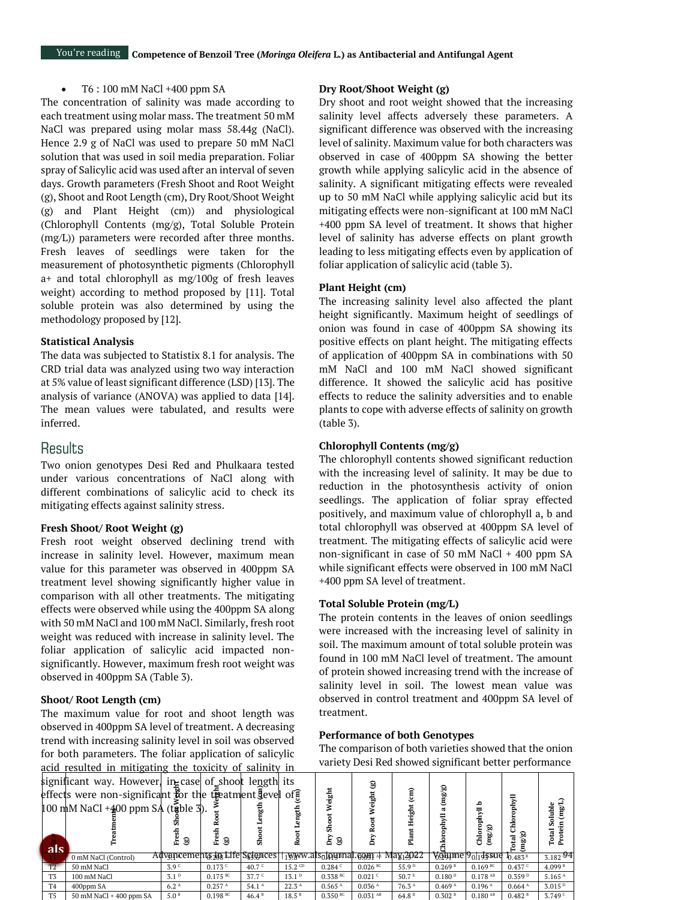- T6 : 100 mM NaCl +400 ppm SA

The concentration of salinity was made according to each treatment using molar mass. The treatment 50 mM NaCl was prepared using molar mass 58.44g (NaCl). Hence 2.9 g of NaCl was used to prepare 50 mM NaCl solution that was used in soil media preparation. Foliar spray of Salicylic acid was used after an interval of seven days. Growth parameters (Fresh Shoot and Root Weight (g), Shoot and Root Length (cm), Dry Root/Shoot Weight (g) and Plant Height (cm)) and physiological (Chlorophyll Contents (mg/g), Total Soluble Protein (mg/L)) parameters were recorded after three months. Fresh leaves of seedlings were taken for the measurement of photosynthetic pigments (Chlorophyll a+ and total chlorophyll as mg/100g of fresh leaves weight) according to method proposed by [11]. Total soluble protein was also determined by using the methodology proposed by [12].

### Statistical Analysis

The data was subjected to Statistix 8.1 for analysis. The CRD trial data was analyzed using two way interaction at 5% value of least significant difference (LSD) [13]. The analysis of variance (ANOVA) was applied to data [14]. The mean values were tabulated, and results were inferred.

## Results

Two onion genotypes Desi Red and Phulkaara tested under various concentrations of NaCl along with different combinations of salicylic acid to check its mitigating effects against salinity stress.

### Fresh Shoot/ Root Weight (g)

Fresh root weight observed declining trend with increase in salinity level. However, maximum mean value for this parameter was observed in 400ppm SA treatment level showing significantly higher value in comparison with all other treatments. The mitigating effects were observed while using the 400ppm SA along with 50 mM NaCl and 100 mM NaCl. Similarly, fresh root weight was reduced with increase in salinity level. The foliar application of salicylic acid impacted non-significantly. However, maximum fresh root weight was observed in 400ppm SA (Table 3).

### Shoot/ Root Length (cm)

The maximum value for root and shoot length was observed in 400ppm SA level of treatment. A decreasing trend with increasing salinity level in soil was observed for both parameters. The foliar application of salicylic acid resulted in mitigating the toxicity of salinity in significant way. However, in case of shoot length its effects were non-significant for the treatment level of 100 mM NaCl +400 ppm SA (table 3).

### Dry Root/Shoot Weight (g)

Dry shoot and root weight showed that the increasing salinity level affects adversely these parameters. A significant difference was observed with the increasing level of salinity. Maximum value for both characters was observed in case of 400ppm SA showing the better growth while applying salicylic acid in the absence of salinity. A significant mitigating effects were revealed up to 50 mM NaCl while applying salicylic acid but its mitigating effects were non-significant at 100 mM NaCl +400 ppm SA level of treatment. It shows that higher level of salinity has adverse effects on plant growth leading to less mitigating effects even by application of foliar application of salicylic acid (table 3).

### Plant Height (cm)

The increasing salinity level also affected the plant height significantly. Maximum height of seedlings of onion was found in case of 400ppm SA showing its positive effects on plant height. The mitigating effects of application of 400ppm SA in combinations with 50 mM NaCl and 100 mM NaCl showed significant difference. It showed the salicylic acid has positive effects to reduce the salinity adversities and to enable plants to cope with adverse effects of salinity on growth (table 3).

### Chlorophyll Contents (mg/g)

The chlorophyll contents showed significant reduction with the increasing level of salinity. It may be due to reduction in the photosynthesis activity of onion seedlings. The application of foliar spray effected positively, and maximum value of chlorophyll a, b and total chlorophyll was observed at 400ppm SA level of treatment. The mitigating effects of salicylic acid were non-significant in case of 50 mM NaCl + 400 ppm SA while significant effects were observed in 100 mM NaCl +400 ppm SA level of treatment.

### Total Soluble Protein (mg/L)

The protein contents in the leaves of onion seedlings were increased with the increasing level of salinity in soil. The maximum amount of total soluble protein was found in 100 mM NaCl level of treatment. The amount of protein showed increasing trend with the increase of salinity level in soil. The lowest mean value was observed in control treatment and 400ppm SA level of treatment.

### Performance of both Genotypes

The comparison of both varieties showed that the onion variety Desi Red showed significant better performance

| | Treatment | Fresh Shoot Weight (g) | Fresh Root Weight (g) | Shoot Length (cm) | Root Length (cm) | Dry Shoot Weight (g) | Dry Root Weight (g) | Plant Height (cm) | Chlorophyll a (mg/g) | Chlorophyll b (mg/g) | Total Chlorophyll (mg/g) | Total Soluble Protein (mg/L) |
|---|---|---|---|---|---|---|---|---|---|---|---|---|
| T1 | 0 mM NaCl (Control) | 5.1 | 0.208 | 45.0 | 15.8 | 0.414 | 0.031 | 61.3 | 0.291 | 0.193 | 0.483 B | 3.182 D |
| T2 | 50 mM NaCl | 3.9 C | 0.173 C | 40.7 C | 15.2 CD | 0.284 C | 0.026 BC | 55.9 D | 0.269 B | 0.169 BC | 0.437 C | 4.099 B |
| T3 | 100 mM NaCl | 3.1 D | 0.175 BC | 37.7 C | 13.1 D | 0.338 BC | 0.021 C | 50.7 E | 0.180 D | 0.178 AB | 0.359 D | 5.165 A |
| T4 | 400ppm SA | 6.2 A | 0.257 A | 54.1 A | 22.3 A | 0.565 A | 0.036 A | 76.3 A | 0.469 A | 0.196 A | 0.664 A | 3.015 D |
| T5 | 50 mM NaCl + 400 ppm SA | 5.0 B | 0.198 BC | 46.4 B | 18.5 B | 0.350 BC | 0.031 AB | 64.8 B | 0.302 B | 0.180 AB | 0.482 B | 3.749 C |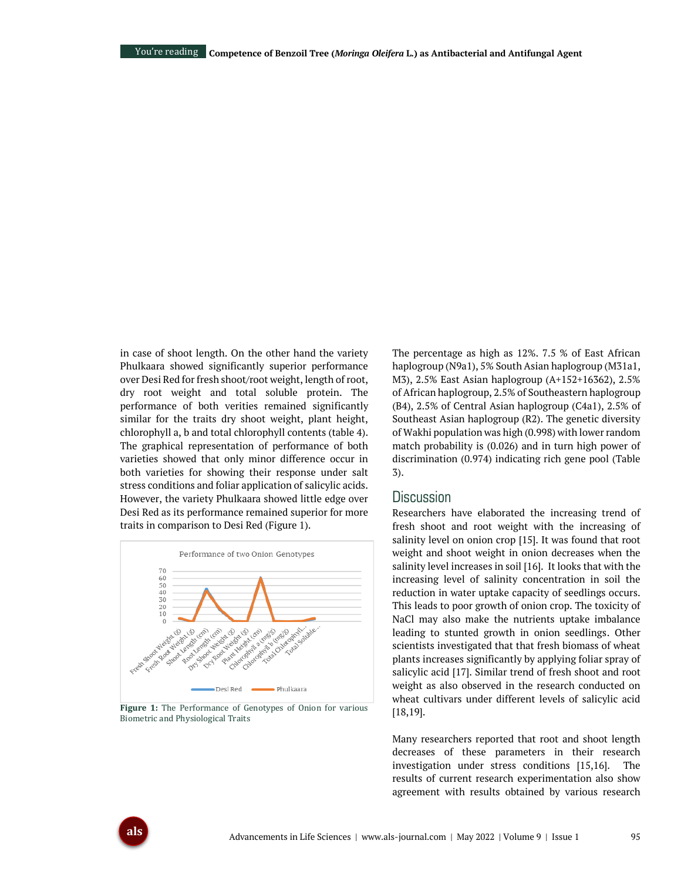in case of shoot length. On the other hand the variety Phulkaara showed significantly superior performance over Desi Red for fresh shoot/root weight, length of root, dry root weight and total soluble protein. The performance of both verities remained significantly similar for the traits dry shoot weight, plant height, chlorophyll a, b and total chlorophyll contents (table 4). The graphical representation of performance of both varieties showed that only minor difference occur in both varieties for showing their response under salt stress conditions and foliar application of salicylic acids. However, the variety Phulkaara showed little edge over Desi Red as its performance remained superior for more traits in comparison to Desi Red (Figure 1).

**Figure 1:** The Performance of Genotypes of Onion for various Biometric and Physiological Traits

The percentage as high as 12%. 7.5 % of East African haplogroup (N9a1), 5% South Asian haplogroup (M31a1, M3), 2.5% East Asian haplogroup (A+152+16362), 2.5% of African haplogroup, 2.5% of Southeastern haplogroup (B4), 2.5% of Central Asian haplogroup (C4a1), 2.5% of Southeast Asian haplogroup (R2). The genetic diversity of Wakhi population was high (0.998) with lower random match probability is (0.026) and in turn high power of discrimination (0.974) indicating rich gene pool (Table 3).

## Discussion

Researchers have elaborated the increasing trend of fresh shoot and root weight with the increasing of salinity level on onion crop [15]. It was found that root weight and shoot weight in onion decreases when the salinity level increases in soil [16]. It looks that with the increasing level of salinity concentration in soil the reduction in water uptake capacity of seedlings occurs. This leads to poor growth of onion crop. The toxicity of NaCl may also make the nutrients uptake imbalance leading to stunted growth in onion seedlings. Other scientists investigated that that fresh biomass of wheat plants increases significantly by applying foliar spray of salicylic acid [17]. Similar trend of fresh shoot and root weight as also observed in the research conducted on wheat cultivars under different levels of salicylic acid [18,19].

Many researchers reported that root and shoot length decreases of these parameters in their research investigation under stress conditions [15,16]. The results of current research experimentation also show agreement with results obtained by various research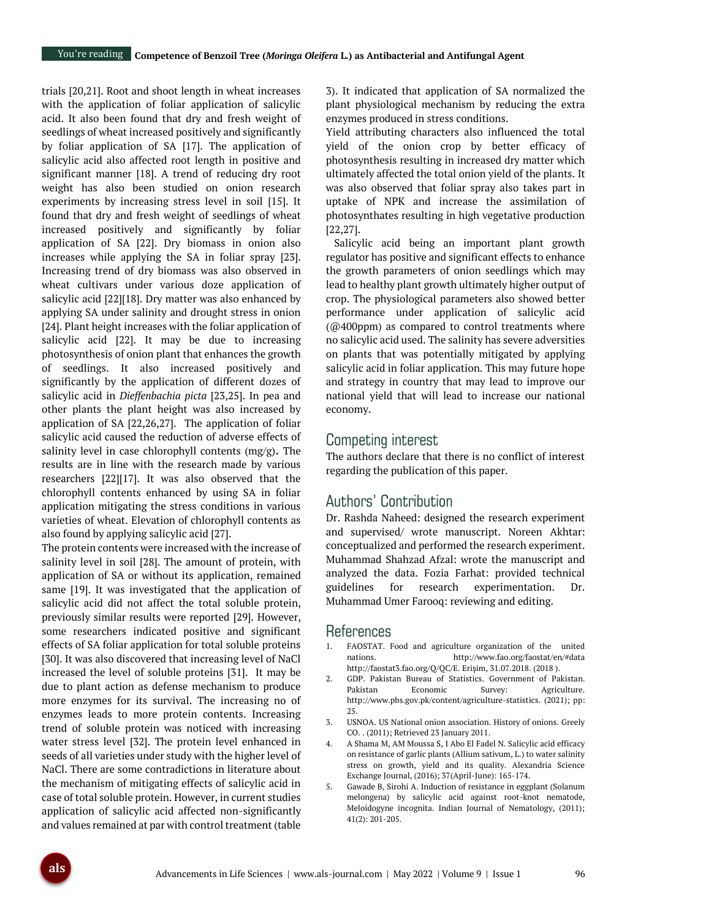trials [20,21]. Root and shoot length in wheat increases with the application of foliar application of salicylic acid. It also been found that dry and fresh weight of seedlings of wheat increased positively and significantly by foliar application of SA [17]. The application of salicylic acid also affected root length in positive and significant manner [18]. A trend of reducing dry root weight has also been studied on onion research experiments by increasing stress level in soil [15]. It found that dry and fresh weight of seedlings of wheat increased positively and significantly by foliar application of SA [22]. Dry biomass in onion also increases while applying the SA in foliar spray [23]. Increasing trend of dry biomass was also observed in wheat cultivars under various doze application of salicylic acid [22][18]. Dry matter was also enhanced by applying SA under salinity and drought stress in onion [24]. Plant height increases with the foliar application of salicylic acid [22]. It may be due to increasing photosynthesis of onion plant that enhances the growth of seedlings. It also increased positively and significantly by the application of different dozes of salicylic acid in *Dieffenbachia picta* [23,25]. In pea and other plants the plant height was also increased by application of SA [22,26,27]. The application of foliar salicylic acid caused the reduction of adverse effects of salinity level in case chlorophyll contents (mg/g). The results are in line with the research made by various researchers [22][17]. It was also observed that the chlorophyll contents enhanced by using SA in foliar application mitigating the stress conditions in various varieties of wheat. Elevation of chlorophyll contents as also found by applying salicylic acid [27].

The protein contents were increased with the increase of salinity level in soil [28]. The amount of protein, with application of SA or without its application, remained same [19]. It was investigated that the application of salicylic acid did not affect the total soluble protein, previously similar results were reported [29]. However, some researchers indicated positive and significant effects of SA foliar application for total soluble proteins [30]. It was also discovered that increasing level of NaCl increased the level of soluble proteins [31]. It may be due to plant action as defense mechanism to produce more enzymes for its survival. The increasing no of enzymes leads to more protein contents. Increasing trend of soluble protein was noticed with increasing water stress level [32]. The protein level enhanced in seeds of all varieties under study with the higher level of NaCl. There are some contradictions in literature about the mechanism of mitigating effects of salicylic acid in case of total soluble protein. However, in current studies application of salicylic acid affected non-significantly and values remained at par with control treatment (table 3). It indicated that application of SA normalized the plant physiological mechanism by reducing the extra enzymes produced in stress conditions.

Yield attributing characters also influenced the total yield of the onion crop by better efficacy of photosynthesis resulting in increased dry matter which ultimately affected the total onion yield of the plants. It was also observed that foliar spray also takes part in uptake of NPK and increase the assimilation of photosynthates resulting in high vegetative production [22,27].

Salicylic acid being an important plant growth regulator has positive and significant effects to enhance the growth parameters of onion seedlings which may lead to healthy plant growth ultimately higher output of crop. The physiological parameters also showed better performance under application of salicylic acid (@400ppm) as compared to control treatments where no salicylic acid used. The salinity has severe adversities on plants that was potentially mitigated by applying salicylic acid in foliar application. This may future hope and strategy in country that may lead to improve our national yield that will lead to increase our national economy.

## Competing interest

The authors declare that there is no conflict of interest regarding the publication of this paper.

## Authors' Contribution

Dr. Rashda Naheed: designed the research experiment and supervised/ wrote manuscript. Noreen Akhtar: conceptualized and performed the research experiment. Muhammad Shahzad Afzal: wrote the manuscript and analyzed the data. Fozia Farhat: provided technical guidelines for research experimentation. Dr. Muhammad Umer Farooq: reviewing and editing.

## References

1. FAOSTAT. Food and agriculture organization of the united nations. http://www.fao.org/faostat/en/#data http://faostat3.fao.org/Q/QC/E. Erişim, 31.07.2018. (2018 ).
2. GDP. Pakistan Bureau of Statistics. Government of Pakistan. Pakistan Economic Survey: Agriculture. http://www.pbs.gov.pk/content/agriculture-statistics. (2021); pp: 25.
3. USNOA. US National onion association. History of onions. Greely CO. . (2011); Retrieved 23 January 2011.
4. A Shama M, AM Moussa S, I Abo El Fadel N. Salicylic acid efficacy on resistance of garlic plants (Allium sativum, L.) to water salinity stress on growth, yield and its quality. Alexandria Science Exchange Journal, (2016); 37(April-June): 165-174.
5. Gawade B, Sirohi A. Induction of resistance in eggplant (Solanum melongena) by salicylic acid against root-knot nematode, Meloidogyne incognita. Indian Journal of Nematology, (2011); 41(2): 201-205.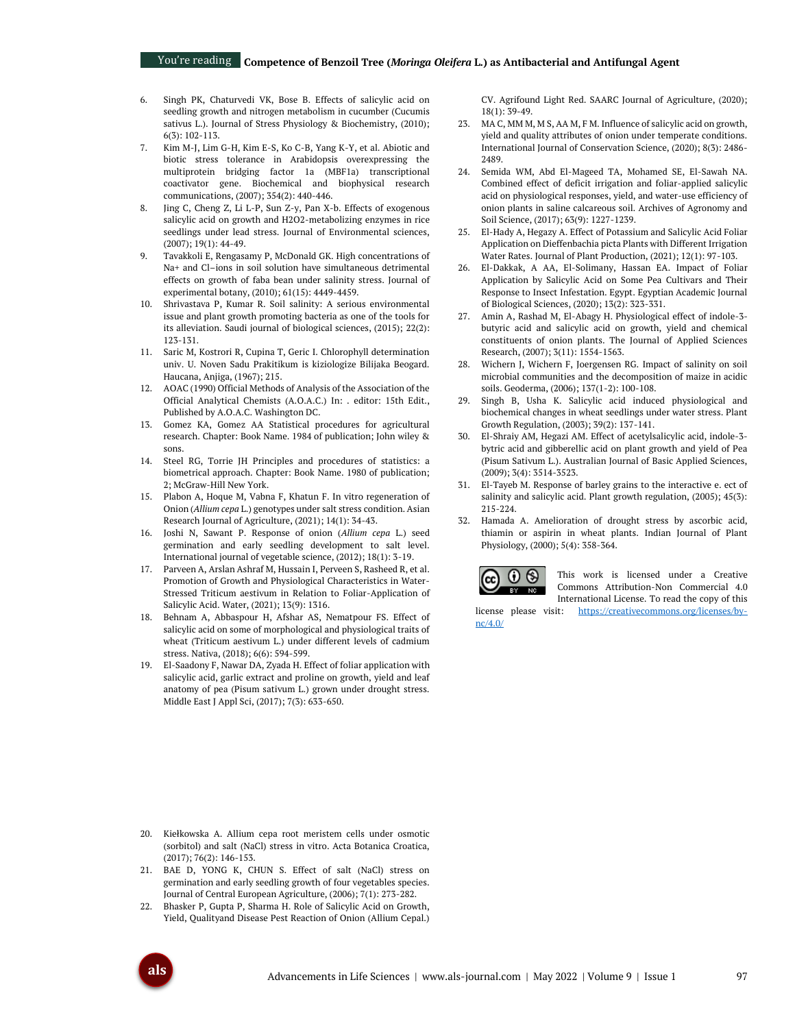6. Singh PK, Chaturvedi VK, Bose B. Effects of salicylic acid on seedling growth and nitrogen metabolism in cucumber (Cucumis sativus L.). Journal of Stress Physiology & Biochemistry, (2010); 6(3): 102-113.
7. Kim M-J, Lim G-H, Kim E-S, Ko C-B, Yang K-Y, et al. Abiotic and biotic stress tolerance in Arabidopsis overexpressing the multiprotein bridging factor 1a (MBF1a) transcriptional coactivator gene. Biochemical and biophysical research communications, (2007); 354(2): 440-446.
8. Jing C, Cheng Z, Li L-P, Sun Z-y, Pan X-b. Effects of exogenous salicylic acid on growth and H2O2-metabolizing enzymes in rice seedlings under lead stress. Journal of Environmental sciences, (2007); 19(1): 44-49.
9. Tavakkoli E, Rengasamy P, McDonald GK. High concentrations of Na+ and Cl–ions in soil solution have simultaneous detrimental effects on growth of faba bean under salinity stress. Journal of experimental botany, (2010); 61(15): 4449-4459.
10. Shrivastava P, Kumar R. Soil salinity: A serious environmental issue and plant growth promoting bacteria as one of the tools for its alleviation. Saudi journal of biological sciences, (2015); 22(2): 123-131.
11. Saric M, Kostrori R, Cupina T, Geric I. Chlorophyll determination univ. U. Noven Sadu Prakitikum is kiziologize Bilijaka Beogard. Haucana, Anjiga, (1967); 215.
12. AOAC (1990) Official Methods of Analysis of the Association of the Official Analytical Chemists (A.O.A.C.) In: . editor: 15th Edit., Published by A.O.A.C. Washington DC.
13. Gomez KA, Gomez AA Statistical procedures for agricultural research. Chapter: Book Name. 1984 of publication; John wiley & sons.
14. Steel RG, Torrie JH Principles and procedures of statistics: a biometrical approach. Chapter: Book Name. 1980 of publication; 2; McGraw-Hill New York.
15. Plabon A, Hoque M, Vabna F, Khatun F. In vitro regeneration of Onion (*Allium cepa* L.) genotypes under salt stress condition. Asian Research Journal of Agriculture, (2021); 14(1): 34-43.
16. Joshi N, Sawant P. Response of onion (*Allium cepa* L.) seed germination and early seedling development to salt level. International journal of vegetable science, (2012); 18(1): 3-19.
17. Parveen A, Arslan Ashraf M, Hussain I, Perveen S, Rasheed R, et al. Promotion of Growth and Physiological Characteristics in Water-Stressed Triticum aestivum in Relation to Foliar-Application of Salicylic Acid. Water, (2021); 13(9): 1316.
18. Behnam A, Abbaspour H, Afshar AS, Nematpour FS. Effect of salicylic acid on some of morphological and physiological traits of wheat (Triticum aestivum L.) under different levels of cadmium stress. Nativa, (2018); 6(6): 594-599.
19. El-Saadony F, Nawar DA, Zyada H. Effect of foliar application with salicylic acid, garlic extract and proline on growth, yield and leaf anatomy of pea (Pisum sativum L.) grown under drought stress. Middle East J Appl Sci, (2017); 7(3): 633-650.
20. Kiełkowska A. Allium cepa root meristem cells under osmotic (sorbitol) and salt (NaCl) stress in vitro. Acta Botanica Croatica, (2017); 76(2): 146-153.
21. BAE D, YONG K, CHUN S. Effect of salt (NaCl) stress on germination and early seedling growth of four vegetables species. Journal of Central European Agriculture, (2006); 7(1): 273-282.
22. Bhasker P, Gupta P, Sharma H. Role of Salicylic Acid on Growth, Yield, Qualityand Disease Pest Reaction of Onion (Allium Cepal.) CV. Agrifound Light Red. SAARC Journal of Agriculture, (2020); 18(1): 39-49.
23. MA C, MM M, M S, AA M, F M. Influence of salicylic acid on growth, yield and quality attributes of onion under temperate conditions. International Journal of Conservation Science, (2020); 8(3): 2486-2489.
24. Semida WM, Abd El-Mageed TA, Mohamed SE, El-Sawah NA. Combined effect of deficit irrigation and foliar-applied salicylic acid on physiological responses, yield, and water-use efficiency of onion plants in saline calcareous soil. Archives of Agronomy and Soil Science, (2017); 63(9): 1227-1239.
25. El-Hady A, Hegazy A. Effect of Potassium and Salicylic Acid Foliar Application on Dieffenbachia picta Plants with Different Irrigation Water Rates. Journal of Plant Production, (2021); 12(1): 97-103.
26. El-Dakkak, A AA, El-Solimany, Hassan EA. Impact of Foliar Application by Salicylic Acid on Some Pea Cultivars and Their Response to Insect Infestation. Egypt. Egyptian Academic Journal of Biological Sciences, (2020); 13(2): 323-331.
27. Amin A, Rashad M, El-Abagy H. Physiological effect of indole-3-butyric acid and salicylic acid on growth, yield and chemical constituents of onion plants. The Journal of Applied Sciences Research, (2007); 3(11): 1554-1563.
28. Wichern J, Wichern F, Joergensen RG. Impact of salinity on soil microbial communities and the decomposition of maize in acidic soils. Geoderma, (2006); 137(1-2): 100-108.
29. Singh B, Usha K. Salicylic acid induced physiological and biochemical changes in wheat seedlings under water stress. Plant Growth Regulation, (2003); 39(2): 137-141.
30. El-Shraiy AM, Hegazi AM. Effect of acetylsalicylic acid, indole-3-bytric acid and gibberellic acid on plant growth and yield of Pea (Pisum Sativum L.). Australian Journal of Basic Applied Sciences, (2009); 3(4): 3514-3523.
31. El-Tayeb M. Response of barley grains to the interactive e. ect of salinity and salicylic acid. Plant growth regulation, (2005); 45(3): 215-224.
32. Hamada A. Amelioration of drought stress by ascorbic acid, thiamin or aspirin in wheat plants. Indian Journal of Plant Physiology, (2000); 5(4): 358-364.

This work is licensed under a Creative Commons Attribution-Non Commercial 4.0 International License. To read the copy of this license please visit: https://creativecommons.org/licenses/by-nc/4.0/